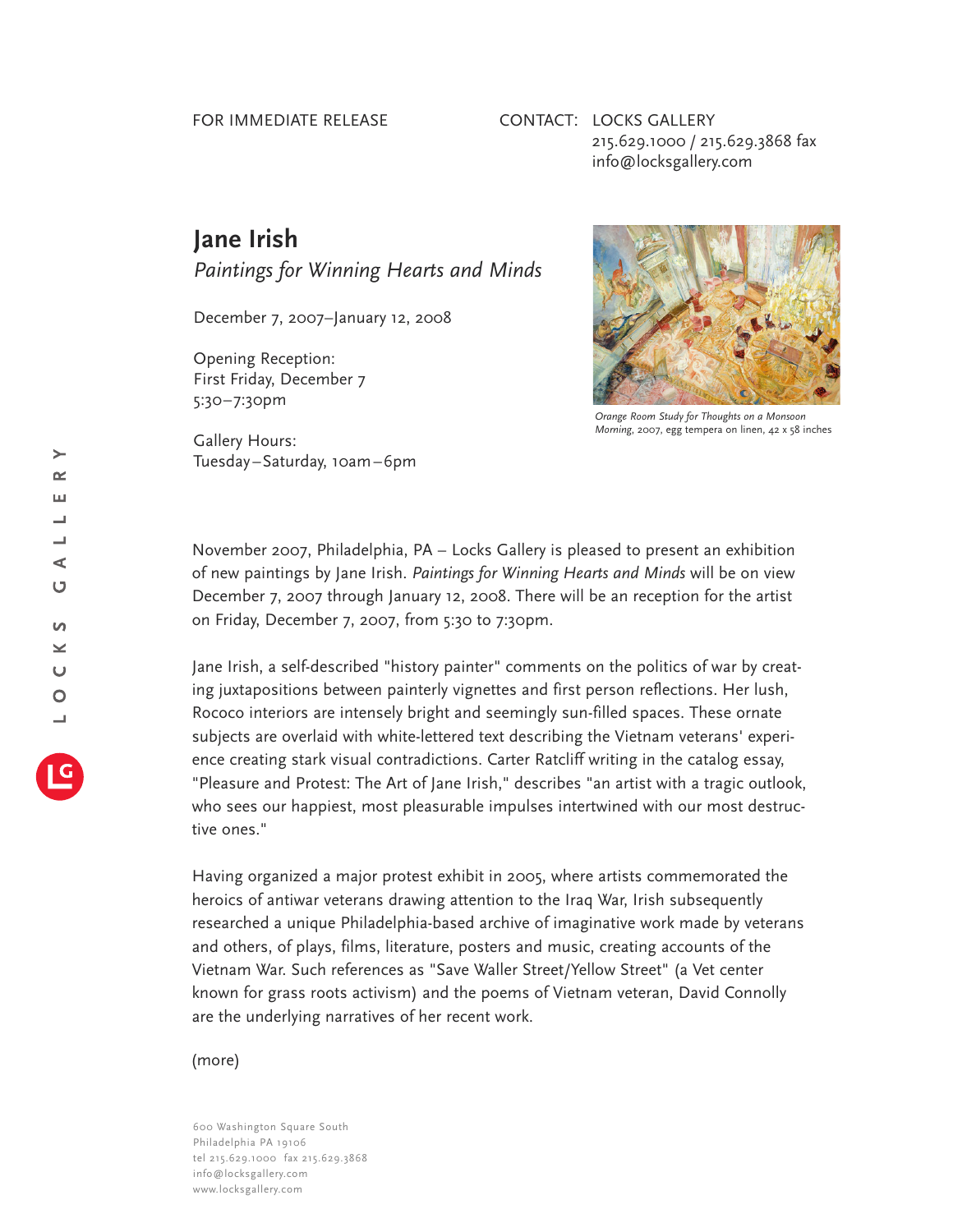FOR IMMEDIATE RELEASE

CONTACT: LOCKS GALLERY
215.629.1000 / 215.629.3868 fax
info@locksgallery.com

# Jane Irish

*Paintings for Winning Hearts and Minds*

December 7, 2007–January 12, 2008

Opening Reception:
First Friday, December 7
5:30–7:30pm

Gallery Hours:
Tuesday–Saturday, 10am–6pm

*Orange Room Study for Thoughts on a Monsoon Morning*, 2007, egg tempera on linen, 42 x 58 inches

November 2007, Philadelphia, PA – Locks Gallery is pleased to present an exhibition of new paintings by Jane Irish. *Paintings for Winning Hearts and Minds* will be on view December 7, 2007 through January 12, 2008. There will be an reception for the artist on Friday, December 7, 2007, from 5:30 to 7:30pm.

Jane Irish, a self-described "history painter" comments on the politics of war by creating juxtapositions between painterly vignettes and first person reflections. Her lush, Rococo interiors are intensely bright and seemingly sun-filled spaces. These ornate subjects are overlaid with white-lettered text describing the Vietnam veterans' experience creating stark visual contradictions. Carter Ratcliff writing in the catalog essay, "Pleasure and Protest: The Art of Jane Irish," describes "an artist with a tragic outlook, who sees our happiest, most pleasurable impulses intertwined with our most destructive ones."

Having organized a major protest exhibit in 2005, where artists commemorated the heroics of antiwar veterans drawing attention to the Iraq War, Irish subsequently researched a unique Philadelphia-based archive of imaginative work made by veterans and others, of plays, films, literature, posters and music, creating accounts of the Vietnam War. Such references as "Save Waller Street/Yellow Street" (a Vet center known for grass roots activism) and the poems of Vietnam veteran, David Connolly are the underlying narratives of her recent work.

(more)

600 Washington Square South
Philadelphia PA 19106
tel 215.629.1000 fax 215.629.3868
info@locksgallery.com
www.locksgallery.com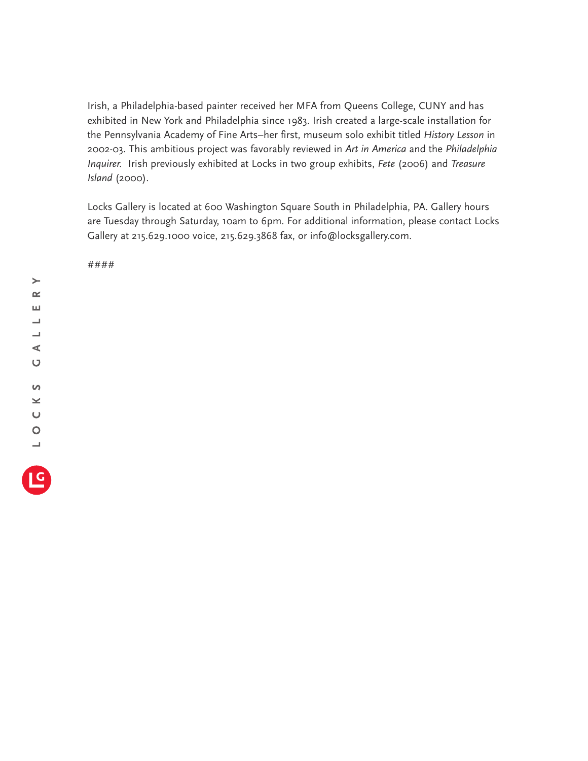Irish, a Philadelphia-based painter received her MFA from Queens College, CUNY and has exhibited in New York and Philadelphia since 1983. Irish created a large-scale installation for the Pennsylvania Academy of Fine Arts–her first, museum solo exhibit titled *History Lesson* in 2002-03. This ambitious project was favorably reviewed in *Art in America* and the *Philadelphia Inquirer.* Irish previously exhibited at Locks in two group exhibits, *Fete* (2006) and *Treasure Island* (2000).

Locks Gallery is located at 600 Washington Square South in Philadelphia, PA. Gallery hours are Tuesday through Saturday, 10am to 6pm. For additional information, please contact Locks Gallery at 215.629.1000 voice, 215.629.3868 fax, or info@locksgallery.com.

####